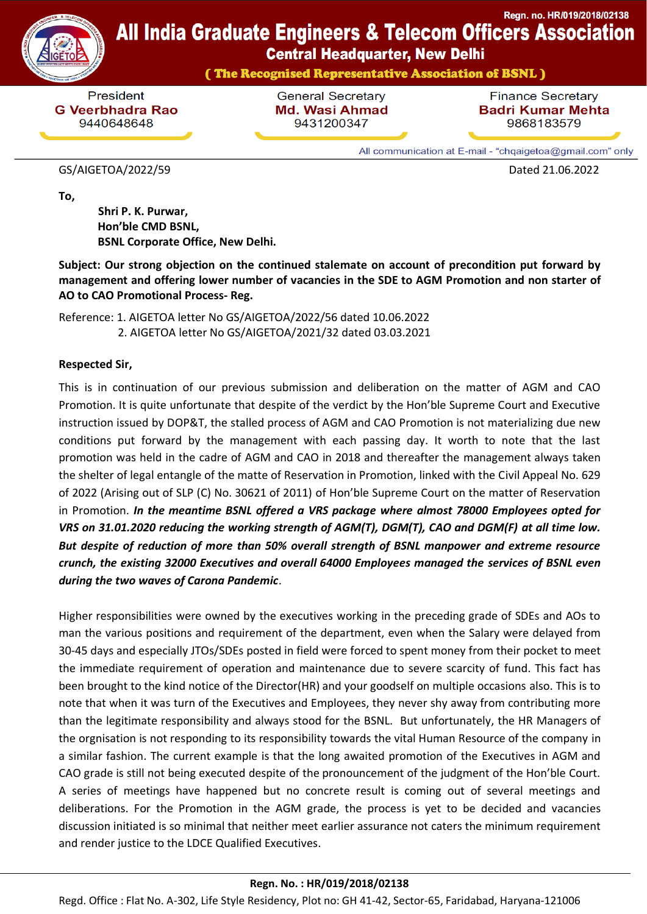Regn. no. HR/019/2018/02138

# All India Graduate Engineers & Telecom Officers Association

## Central Headquarter, New Delhi

**( The Recognised Representative Association of BSNL )**

| President | General Secretary | Finance Secretary |
|---|---|---|
| **G Veerbhadra Rao** | **Md. Wasi Ahmad** | **Badri Kumar Mehta** |
| 9440648648 | 9431200347 | 9868183579 |

All communication at E-mail - "chqaigetoa@gmail.com" only

GS/AIGETOA/2022/59 Dated 21.06.2022

**To,**

**Shri P. K. Purwar,**
**Hon'ble CMD BSNL,**
**BSNL Corporate Office, New Delhi.**

**Subject: Our strong objection on the continued stalemate on account of precondition put forward by management and offering lower number of vacancies in the SDE to AGM Promotion and non starter of AO to CAO Promotional Process- Reg.**

Reference: 1. AIGETOA letter No GS/AIGETOA/2022/56 dated 10.06.2022
2. AIGETOA letter No GS/AIGETOA/2021/32 dated 03.03.2021

**Respected Sir,**

This is in continuation of our previous submission and deliberation on the matter of AGM and CAO Promotion. It is quite unfortunate that despite of the verdict by the Hon'ble Supreme Court and Executive instruction issued by DOP&T, the stalled process of AGM and CAO Promotion is not materializing due new conditions put forward by the management with each passing day. It worth to note that the last promotion was held in the cadre of AGM and CAO in 2018 and thereafter the management always taken the shelter of legal entangle of the matte of Reservation in Promotion, linked with the Civil Appeal No. 629 of 2022 (Arising out of SLP (C) No. 30621 of 2011) of Hon'ble Supreme Court on the matter of Reservation in Promotion. ***In the meantime BSNL offered a VRS package where almost 78000 Employees opted for VRS on 31.01.2020 reducing the working strength of AGM(T), DGM(T), CAO and DGM(F) at all time low. But despite of reduction of more than 50% overall strength of BSNL manpower and extreme resource crunch, the existing 32000 Executives and overall 64000 Employees managed the services of BSNL even during the two waves of Carona Pandemic***.

Higher responsibilities were owned by the executives working in the preceding grade of SDEs and AOs to man the various positions and requirement of the department, even when the Salary were delayed from 30-45 days and especially JTOs/SDEs posted in field were forced to spent money from their pocket to meet the immediate requirement of operation and maintenance due to severe scarcity of fund. This fact has been brought to the kind notice of the Director(HR) and your goodself on multiple occasions also. This is to note that when it was turn of the Executives and Employees, they never shy away from contributing more than the legitimate responsibility and always stood for the BSNL. But unfortunately, the HR Managers of the orgnisation is not responding to its responsibility towards the vital Human Resource of the company in a similar fashion. The current example is that the long awaited promotion of the Executives in AGM and CAO grade is still not being executed despite of the pronouncement of the judgment of the Hon'ble Court. A series of meetings have happened but no concrete result is coming out of several meetings and deliberations. For the Promotion in the AGM grade, the process is yet to be decided and vacancies discussion initiated is so minimal that neither meet earlier assurance not caters the minimum requirement and render justice to the LDCE Qualified Executives.

**Regn. No. : HR/019/2018/02138**

Regd. Office : Flat No. A-302, Life Style Residency, Plot no: GH 41-42, Sector-65, Faridabad, Haryana-121006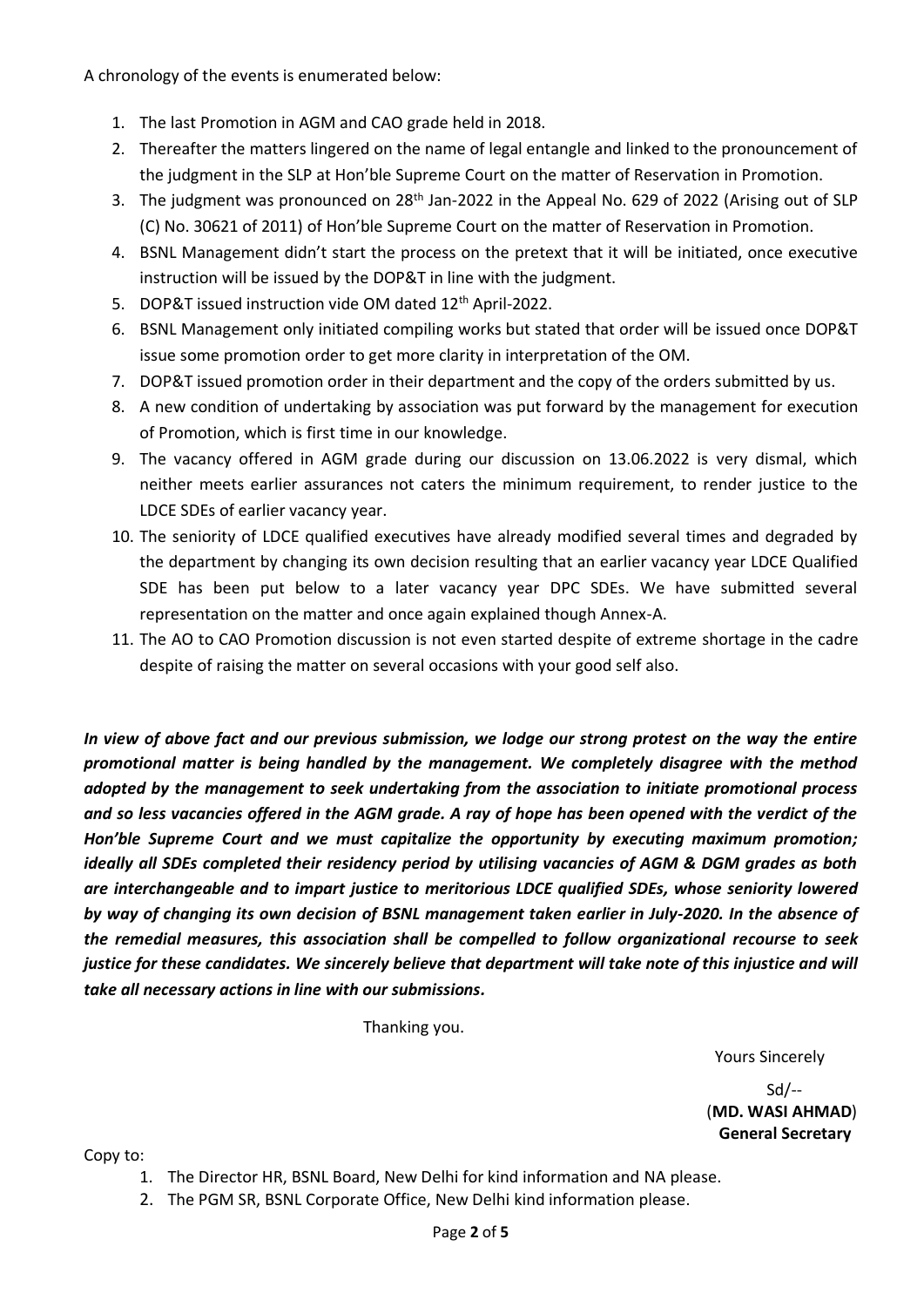A chronology of the events is enumerated below:

1. The last Promotion in AGM and CAO grade held in 2018.
2. Thereafter the matters lingered on the name of legal entangle and linked to the pronouncement of the judgment in the SLP at Hon'ble Supreme Court on the matter of Reservation in Promotion.
3. The judgment was pronounced on 28th Jan-2022 in the Appeal No. 629 of 2022 (Arising out of SLP (C) No. 30621 of 2011) of Hon'ble Supreme Court on the matter of Reservation in Promotion.
4. BSNL Management didn't start the process on the pretext that it will be initiated, once executive instruction will be issued by the DOP&T in line with the judgment.
5. DOP&T issued instruction vide OM dated 12th April-2022.
6. BSNL Management only initiated compiling works but stated that order will be issued once DOP&T issue some promotion order to get more clarity in interpretation of the OM.
7. DOP&T issued promotion order in their department and the copy of the orders submitted by us.
8. A new condition of undertaking by association was put forward by the management for execution of Promotion, which is first time in our knowledge.
9. The vacancy offered in AGM grade during our discussion on 13.06.2022 is very dismal, which neither meets earlier assurances not caters the minimum requirement, to render justice to the LDCE SDEs of earlier vacancy year.
10. The seniority of LDCE qualified executives have already modified several times and degraded by the department by changing its own decision resulting that an earlier vacancy year LDCE Qualified SDE has been put below to a later vacancy year DPC SDEs. We have submitted several representation on the matter and once again explained though Annex-A.
11. The AO to CAO Promotion discussion is not even started despite of extreme shortage in the cadre despite of raising the matter on several occasions with your good self also.

***In view of above fact and our previous submission, we lodge our strong protest on the way the entire promotional matter is being handled by the management. We completely disagree with the method adopted by the management to seek undertaking from the association to initiate promotional process and so less vacancies offered in the AGM grade. A ray of hope has been opened with the verdict of the Hon'ble Supreme Court and we must capitalize the opportunity by executing maximum promotion; ideally all SDEs completed their residency period by utilising vacancies of AGM & DGM grades as both are interchangeable and to impart justice to meritorious LDCE qualified SDEs, whose seniority lowered by way of changing its own decision of BSNL management taken earlier in July-2020. In the absence of the remedial measures, this association shall be compelled to follow organizational recourse to seek justice for these candidates. We sincerely believe that department will take note of this injustice and will take all necessary actions in line with our submissions.***

Thanking you.

Yours Sincerely

Sd/--

(**MD. WASI AHMAD**)
**General Secretary**

Copy to:

1. The Director HR, BSNL Board, New Delhi for kind information and NA please.
2. The PGM SR, BSNL Corporate Office, New Delhi kind information please.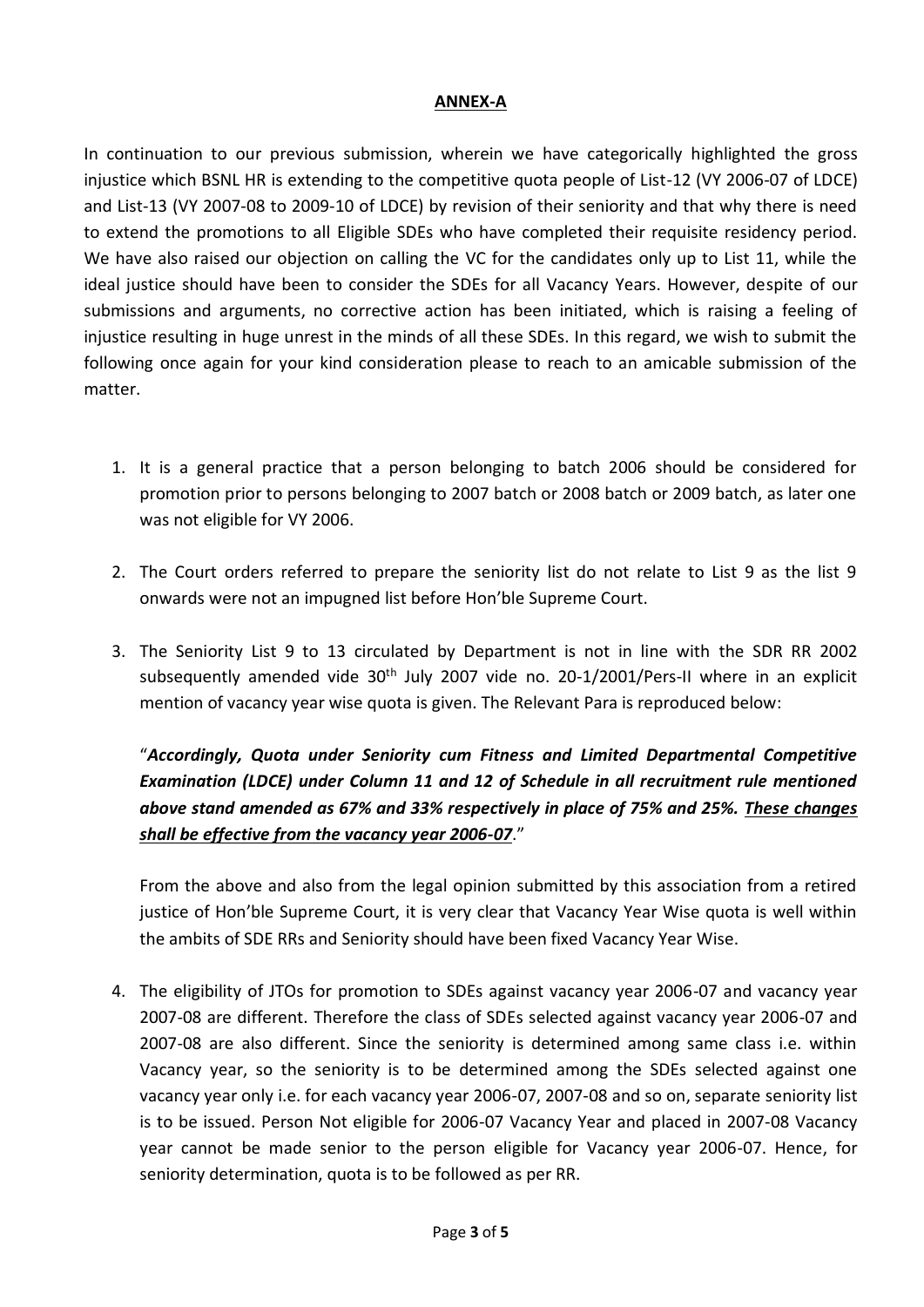**ANNEX-A**

In continuation to our previous submission, wherein we have categorically highlighted the gross injustice which BSNL HR is extending to the competitive quota people of List-12 (VY 2006-07 of LDCE) and List-13 (VY 2007-08 to 2009-10 of LDCE) by revision of their seniority and that why there is need to extend the promotions to all Eligible SDEs who have completed their requisite residency period. We have also raised our objection on calling the VC for the candidates only up to List 11, while the ideal justice should have been to consider the SDEs for all Vacancy Years. However, despite of our submissions and arguments, no corrective action has been initiated, which is raising a feeling of injustice resulting in huge unrest in the minds of all these SDEs. In this regard, we wish to submit the following once again for your kind consideration please to reach to an amicable submission of the matter.

1. It is a general practice that a person belonging to batch 2006 should be considered for promotion prior to persons belonging to 2007 batch or 2008 batch or 2009 batch, as later one was not eligible for VY 2006.

2. The Court orders referred to prepare the seniority list do not relate to List 9 as the list 9 onwards were not an impugned list before Hon'ble Supreme Court.

3. The Seniority List 9 to 13 circulated by Department is not in line with the SDR RR 2002 subsequently amended vide 30th July 2007 vide no. 20-1/2001/Pers-II where in an explicit mention of vacancy year wise quota is given. The Relevant Para is reproduced below:

   "***Accordingly, Quota under Seniority cum Fitness and Limited Departmental Competitive Examination (LDCE) under Column 11 and 12 of Schedule in all recruitment rule mentioned above stand amended as 67% and 33% respectively in place of 75% and 25%. <u>These changes shall be effective from the vacancy year 2006-07</u>.***"

   From the above and also from the legal opinion submitted by this association from a retired justice of Hon'ble Supreme Court, it is very clear that Vacancy Year Wise quota is well within the ambits of SDE RRs and Seniority should have been fixed Vacancy Year Wise.

4. The eligibility of JTOs for promotion to SDEs against vacancy year 2006-07 and vacancy year 2007-08 are different. Therefore the class of SDEs selected against vacancy year 2006-07 and 2007-08 are also different. Since the seniority is determined among same class i.e. within Vacancy year, so the seniority is to be determined among the SDEs selected against one vacancy year only i.e. for each vacancy year 2006-07, 2007-08 and so on, separate seniority list is to be issued. Person Not eligible for 2006-07 Vacancy Year and placed in 2007-08 Vacancy year cannot be made senior to the person eligible for Vacancy year 2006-07. Hence, for seniority determination, quota is to be followed as per RR.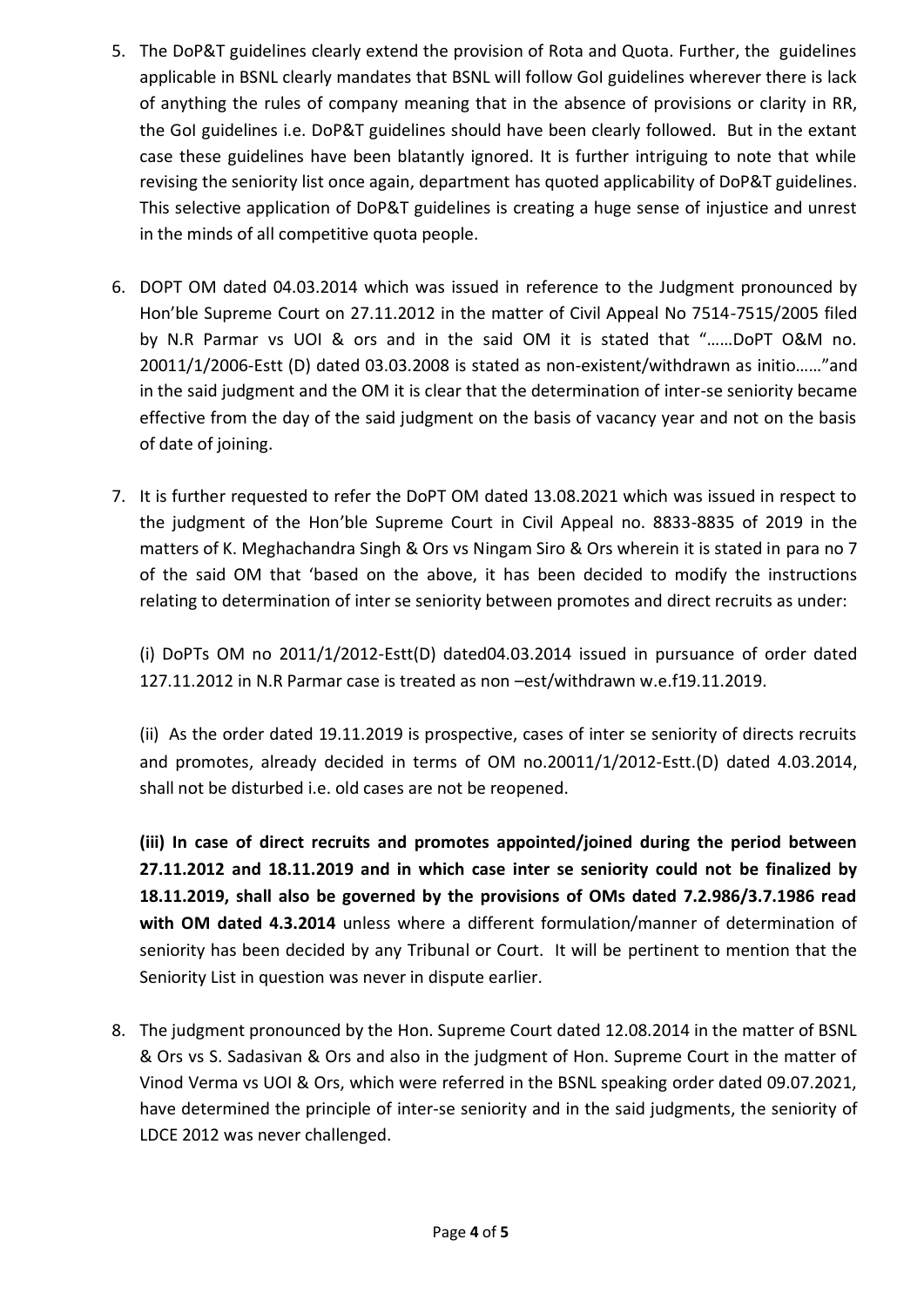5. The DoP&T guidelines clearly extend the provision of Rota and Quota. Further, the guidelines applicable in BSNL clearly mandates that BSNL will follow GoI guidelines wherever there is lack of anything the rules of company meaning that in the absence of provisions or clarity in RR, the GoI guidelines i.e. DoP&T guidelines should have been clearly followed. But in the extant case these guidelines have been blatantly ignored. It is further intriguing to note that while revising the seniority list once again, department has quoted applicability of DoP&T guidelines. This selective application of DoP&T guidelines is creating a huge sense of injustice and unrest in the minds of all competitive quota people.

6. DOPT OM dated 04.03.2014 which was issued in reference to the Judgment pronounced by Hon'ble Supreme Court on 27.11.2012 in the matter of Civil Appeal No 7514-7515/2005 filed by N.R Parmar vs UOI & ors and in the said OM it is stated that "……DoPT O&M no. 20011/1/2006-Estt (D) dated 03.03.2008 is stated as non-existent/withdrawn as initio……"and in the said judgment and the OM it is clear that the determination of inter-se seniority became effective from the day of the said judgment on the basis of vacancy year and not on the basis of date of joining.

7. It is further requested to refer the DoPT OM dated 13.08.2021 which was issued in respect to the judgment of the Hon'ble Supreme Court in Civil Appeal no. 8833-8835 of 2019 in the matters of K. Meghachandra Singh & Ors vs Ningam Siro & Ors wherein it is stated in para no 7 of the said OM that 'based on the above, it has been decided to modify the instructions relating to determination of inter se seniority between promotes and direct recruits as under:

   (i) DoPTs OM no 2011/1/2012-Estt(D) dated04.03.2014 issued in pursuance of order dated 127.11.2012 in N.R Parmar case is treated as non –est/withdrawn w.e.f19.11.2019.

   (ii) As the order dated 19.11.2019 is prospective, cases of inter se seniority of directs recruits and promotes, already decided in terms of OM no.20011/1/2012-Estt.(D) dated 4.03.2014, shall not be disturbed i.e. old cases are not be reopened.

   **(iii) In case of direct recruits and promotes appointed/joined during the period between 27.11.2012 and 18.11.2019 and in which case inter se seniority could not be finalized by 18.11.2019, shall also be governed by the provisions of OMs dated 7.2.986/3.7.1986 read with OM dated 4.3.2014** unless where a different formulation/manner of determination of seniority has been decided by any Tribunal or Court. It will be pertinent to mention that the Seniority List in question was never in dispute earlier.

8. The judgment pronounced by the Hon. Supreme Court dated 12.08.2014 in the matter of BSNL & Ors vs S. Sadasivan & Ors and also in the judgment of Hon. Supreme Court in the matter of Vinod Verma vs UOI & Ors, which were referred in the BSNL speaking order dated 09.07.2021, have determined the principle of inter-se seniority and in the said judgments, the seniority of LDCE 2012 was never challenged.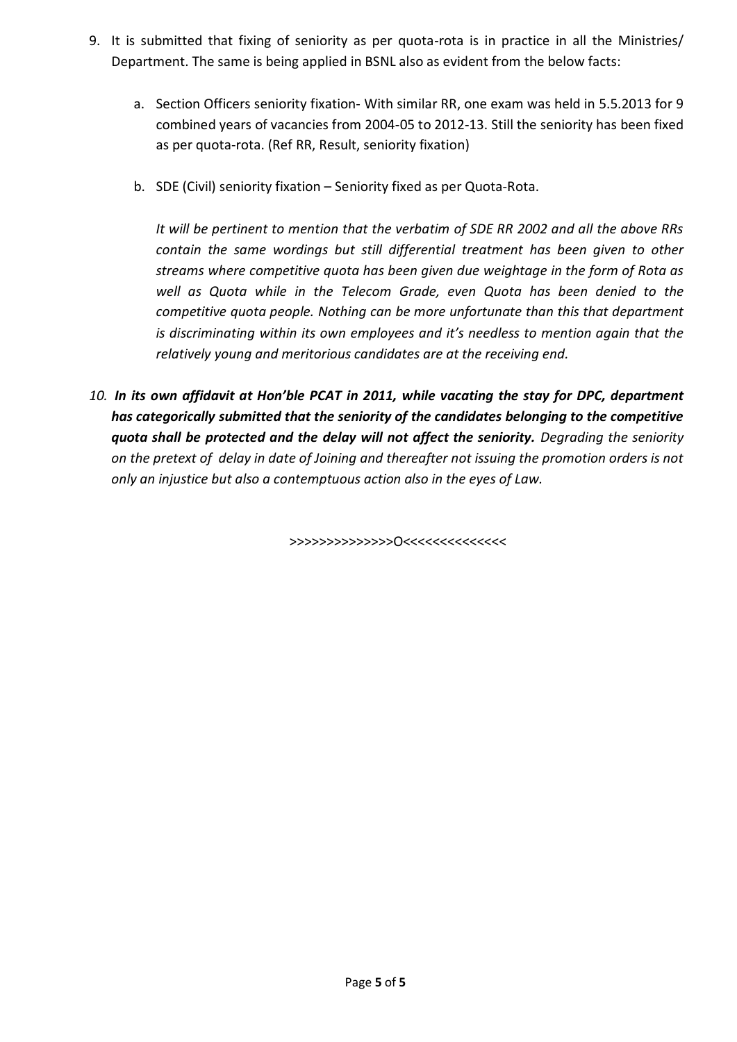9. It is submitted that fixing of seniority as per quota-rota is in practice in all the Ministries/ Department. The same is being applied in BSNL also as evident from the below facts:

   a. Section Officers seniority fixation- With similar RR, one exam was held in 5.5.2013 for 9 combined years of vacancies from 2004-05 to 2012-13. Still the seniority has been fixed as per quota-rota. (Ref RR, Result, seniority fixation)

   b. SDE (Civil) seniority fixation – Seniority fixed as per Quota-Rota.

      *It will be pertinent to mention that the verbatim of SDE RR 2002 and all the above RRs contain the same wordings but still differential treatment has been given to other streams where competitive quota has been given due weightage in the form of Rota as well as Quota while in the Telecom Grade, even Quota has been denied to the competitive quota people. Nothing can be more unfortunate than this that department is discriminating within its own employees and it's needless to mention again that the relatively young and meritorious candidates are at the receiving end.*

10. ***In its own affidavit at Hon'ble PCAT in 2011, while vacating the stay for DPC, department has categorically submitted that the seniority of the candidates belonging to the competitive quota shall be protected and the delay will not affect the seniority.*** *Degrading the seniority on the pretext of delay in date of Joining and thereafter not issuing the promotion orders is not only an injustice but also a contemptuous action also in the eyes of Law.*

>>>>>>>>>>>>>>O<<<<<<<<<<<<<<